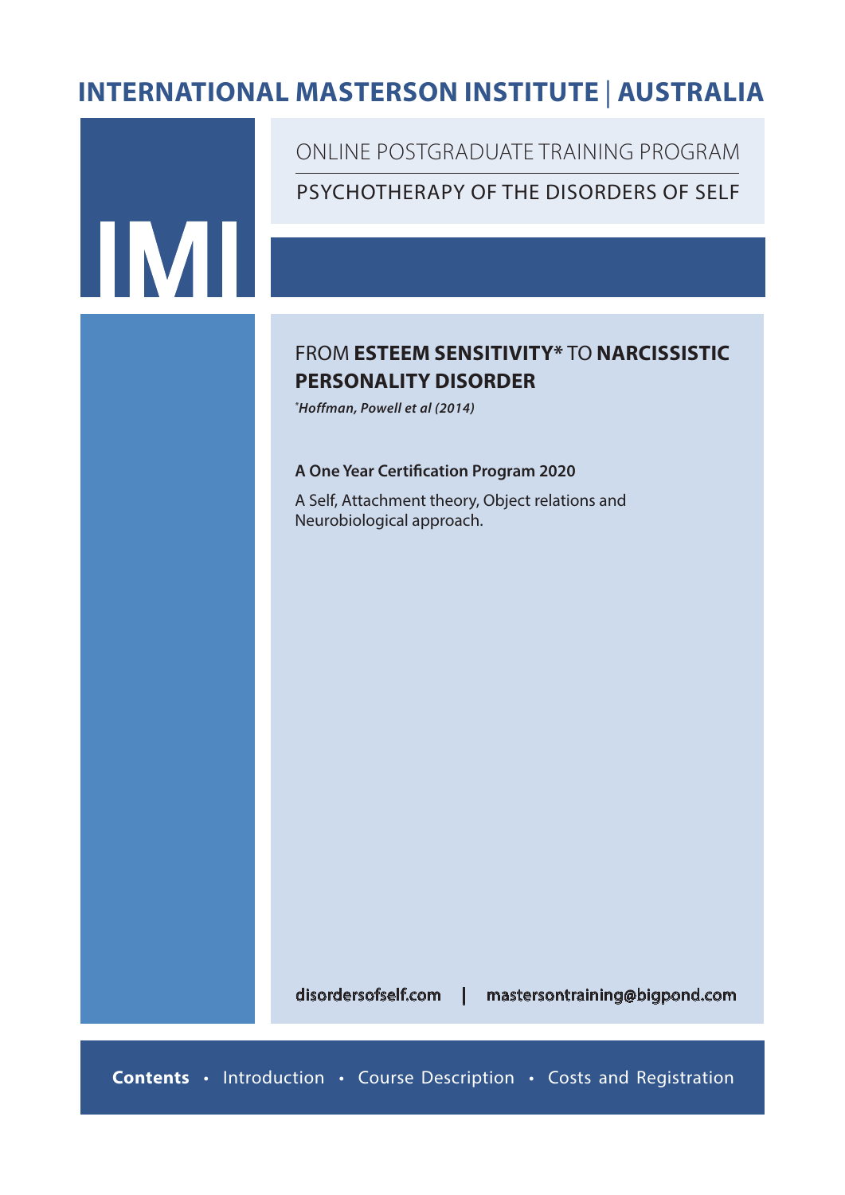# INTERNATIONAL MASTERSON INSTITUTE | AUSTRALIA

IMI

ONLINE POSTGRADUATE TRAINING PROGRAM

PSYCHOTHERAPY OF THE DISORDERS OF SELF

## FROM **ESTEEM SENSITIVITY*** TO **NARCISSISTIC PERSONALITY DISORDER**

*\*Hoffman, Powell et al (2014)*

**A One Year Certification Program 2020**

A Self, Attachment theory, Object relations and Neurobiological approach.

disordersofself.com | mastersontraining@bigpond.com

**Contents** • Introduction • Course Description • Costs and Registration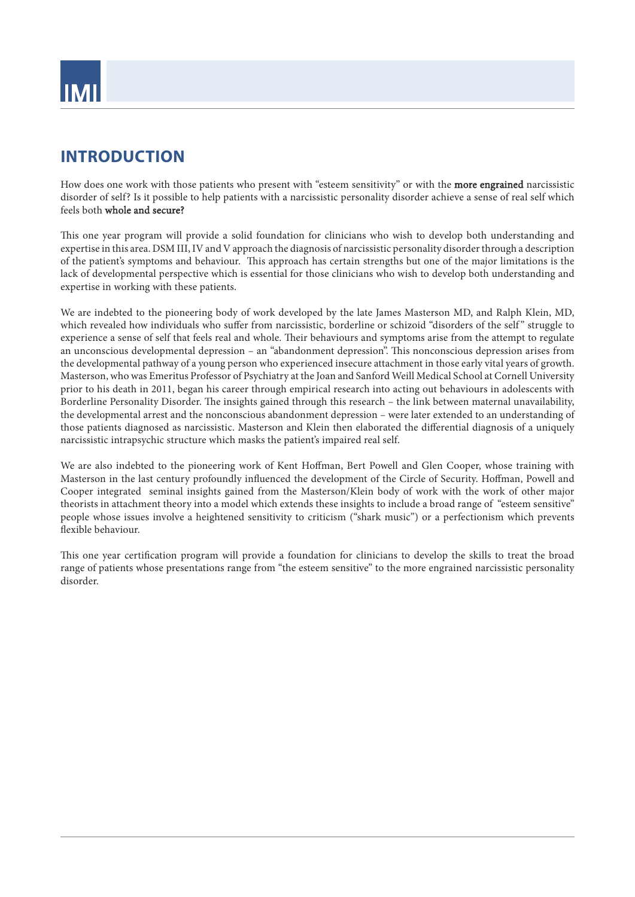## INTRODUCTION

How does one work with those patients who present with "esteem sensitivity" or with the **more engrained** narcissistic disorder of self? Is it possible to help patients with a narcissistic personality disorder achieve a sense of real self which feels both **whole and secure?**

This one year program will provide a solid foundation for clinicians who wish to develop both understanding and expertise in this area. DSM III, IV and V approach the diagnosis of narcissistic personality disorder through a description of the patient's symptoms and behaviour. This approach has certain strengths but one of the major limitations is the lack of developmental perspective which is essential for those clinicians who wish to develop both understanding and expertise in working with these patients.

We are indebted to the pioneering body of work developed by the late James Masterson MD, and Ralph Klein, MD, which revealed how individuals who suffer from narcissistic, borderline or schizoid "disorders of the self" struggle to experience a sense of self that feels real and whole. Their behaviours and symptoms arise from the attempt to regulate an unconscious developmental depression – an "abandonment depression". This nonconscious depression arises from the developmental pathway of a young person who experienced insecure attachment in those early vital years of growth. Masterson, who was Emeritus Professor of Psychiatry at the Joan and Sanford Weill Medical School at Cornell University prior to his death in 2011, began his career through empirical research into acting out behaviours in adolescents with Borderline Personality Disorder. The insights gained through this research – the link between maternal unavailability, the developmental arrest and the nonconscious abandonment depression – were later extended to an understanding of those patients diagnosed as narcissistic. Masterson and Klein then elaborated the differential diagnosis of a uniquely narcissistic intrapsychic structure which masks the patient's impaired real self.

We are also indebted to the pioneering work of Kent Hoffman, Bert Powell and Glen Cooper, whose training with Masterson in the last century profoundly influenced the development of the Circle of Security. Hoffman, Powell and Cooper integrated seminal insights gained from the Masterson/Klein body of work with the work of other major theorists in attachment theory into a model which extends these insights to include a broad range of "esteem sensitive" people whose issues involve a heightened sensitivity to criticism ("shark music") or a perfectionism which prevents flexible behaviour.

This one year certification program will provide a foundation for clinicians to develop the skills to treat the broad range of patients whose presentations range from "the esteem sensitive" to the more engrained narcissistic personality disorder.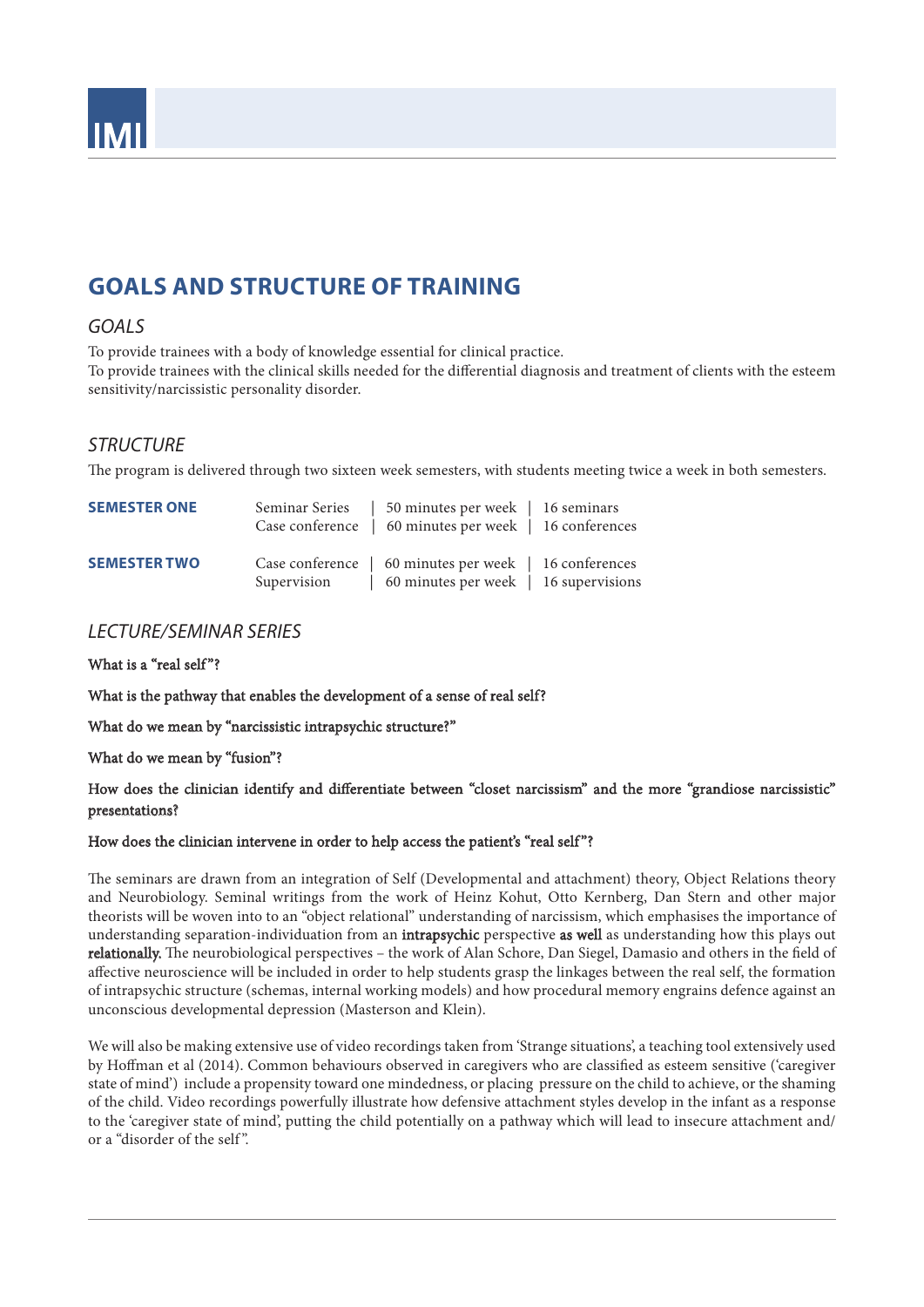# GOALS AND STRUCTURE OF TRAINING

## *GOALS*

To provide trainees with a body of knowledge essential for clinical practice.
To provide trainees with the clinical skills needed for the differential diagnosis and treatment of clients with the esteem sensitivity/narcissistic personality disorder.

## *STRUCTURE*

The program is delivered through two sixteen week semesters, with students meeting twice a week in both semesters.

| | | | |
|---|---|---|---|
| **SEMESTER ONE** | Seminar Series | 50 minutes per week | 16 seminars |
| | Case conference | 60 minutes per week | 16 conferences |
| **SEMESTER TWO** | Case conference | 60 minutes per week | 16 conferences |
| | Supervision | 60 minutes per week | 16 supervisions |

## *LECTURE/SEMINAR SERIES*

**What is a "real self"?**

**What is the pathway that enables the development of a sense of real self?**

**What do we mean by "narcissistic intrapsychic structure?"**

**What do we mean by "fusion"?**

**How does the clinician identify and differentiate between "closet narcissism" and the more "grandiose narcissistic" presentations?**

**How does the clinician intervene in order to help access the patient's "real self"?**

The seminars are drawn from an integration of Self (Developmental and attachment) theory, Object Relations theory and Neurobiology. Seminal writings from the work of Heinz Kohut, Otto Kernberg, Dan Stern and other major theorists will be woven into to an "object relational" understanding of narcissism, which emphasises the importance of understanding separation-individuation from an **intrapsychic** perspective **as well** as understanding how this plays out **relationally**, The neurobiological perspectives – the work of Alan Schore, Dan Siegel, Damasio and others in the field of affective neuroscience will be included in order to help students grasp the linkages between the real self, the formation of intrapsychic structure (schemas, internal working models) and how procedural memory engrains defence against an unconscious developmental depression (Masterson and Klein).

We will also be making extensive use of video recordings taken from 'Strange situations', a teaching tool extensively used by Hoffman et al (2014). Common behaviours observed in caregivers who are classified as esteem sensitive ('caregiver state of mind') include a propensity toward one mindedness, or placing pressure on the child to achieve, or the shaming of the child. Video recordings powerfully illustrate how defensive attachment styles develop in the infant as a response to the 'caregiver state of mind', putting the child potentially on a pathway which will lead to insecure attachment and/or a "disorder of the self".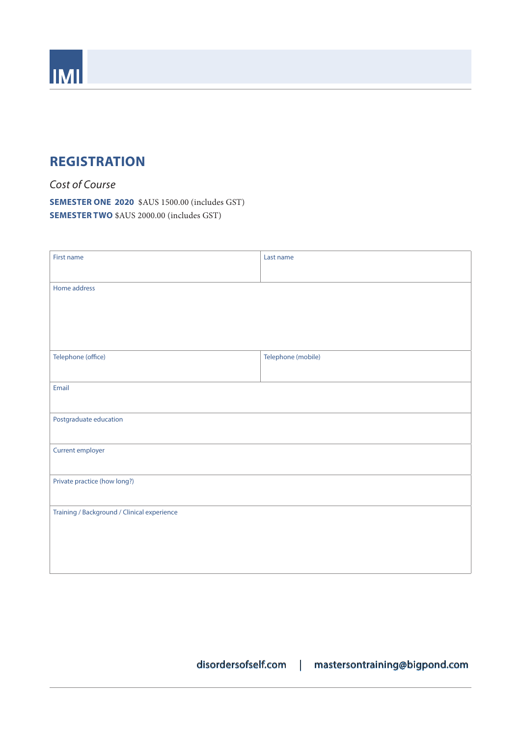IMI

## REGISTRATION

*Cost of Course*

**SEMESTER ONE 2020** $AUS 1500.00 (includes GST)
**SEMESTER TWO** $AUS 2000.00 (includes GST)

| | |
|---|---|
| First name | Last name |
| Home address | |
| Telephone (office) | Telephone (mobile) |
| Email | |
| Postgraduate education | |
| Current employer | |
| Private practice (how long?) | |
| Training / Background / Clinical experience | |

disordersofself.com | mastersontraining@bigpond.com